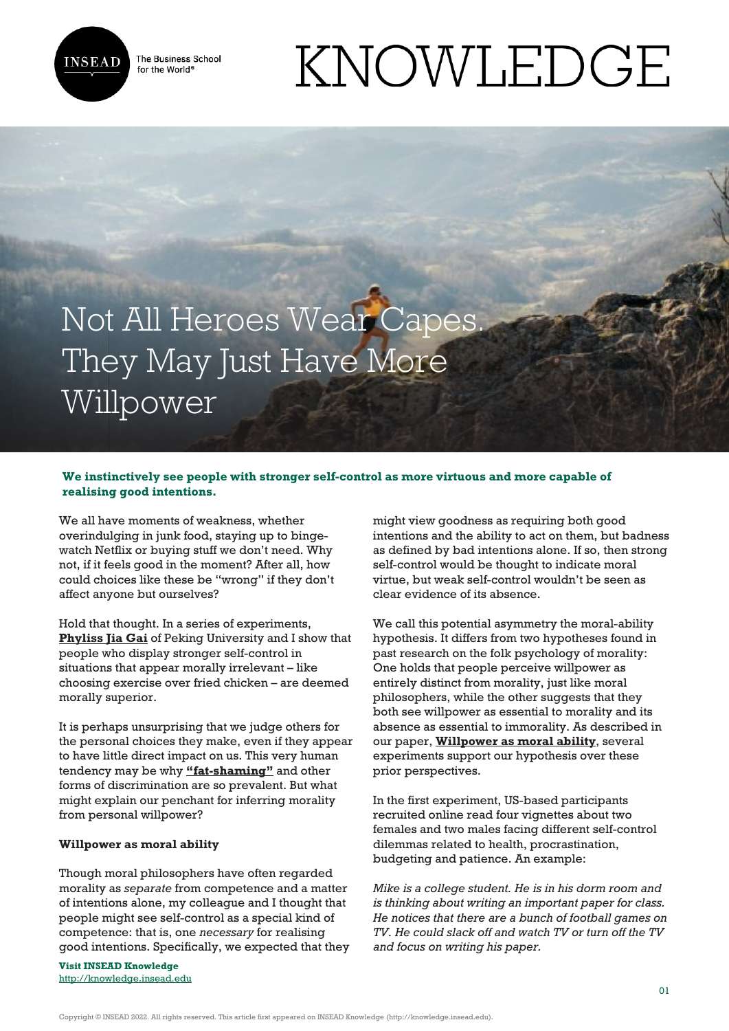# Not All Heroes Wear Capes. They May Just Have More Willpower

**We instinctively see people with stronger self-control as more virtuous and more capable of realising good intentions.**

We all have moments of weakness, whether overindulging in junk food, staying up to binge-watch Netflix or buying stuff we don't need. Why not, if it feels good in the moment? After all, how could choices like these be "wrong" if they don't affect anyone but ourselves?

Hold that thought. In a series of experiments, **Phyliss Jia Gai** of Peking University and I show that people who display stronger self-control in situations that appear morally irrelevant – like choosing exercise over fried chicken – are deemed morally superior.

It is perhaps unsurprising that we judge others for the personal choices they make, even if they appear to have little direct impact on us. This very human tendency may be why **"fat-shaming"** and other forms of discrimination are so prevalent. But what might explain our penchant for inferring morality from personal willpower?

**Willpower as moral ability**

Though moral philosophers have often regarded morality as *separate* from competence and a matter of intentions alone, my colleague and I thought that people might see self-control as a special kind of competence: that is, one *necessary* for realising good intentions. Specifically, we expected that they might view goodness as requiring both good intentions and the ability to act on them, but badness as defined by bad intentions alone. If so, then strong self-control would be thought to indicate moral virtue, but weak self-control wouldn't be seen as clear evidence of its absence.

We call this potential asymmetry the moral-ability hypothesis. It differs from two hypotheses found in past research on the folk psychology of morality: One holds that people perceive willpower as entirely distinct from morality, just like moral philosophers, while the other suggests that they both see willpower as essential to morality and its absence as essential to immorality. As described in our paper, **Willpower as moral ability**, several experiments support our hypothesis over these prior perspectives.

In the first experiment, US-based participants recruited online read four vignettes about two females and two males facing different self-control dilemmas related to health, procrastination, budgeting and patience. An example:

*Mike is a college student. He is in his dorm room and is thinking about writing an important paper for class. He notices that there are a bunch of football games on TV. He could slack off and watch TV or turn off the TV and focus on writing his paper.*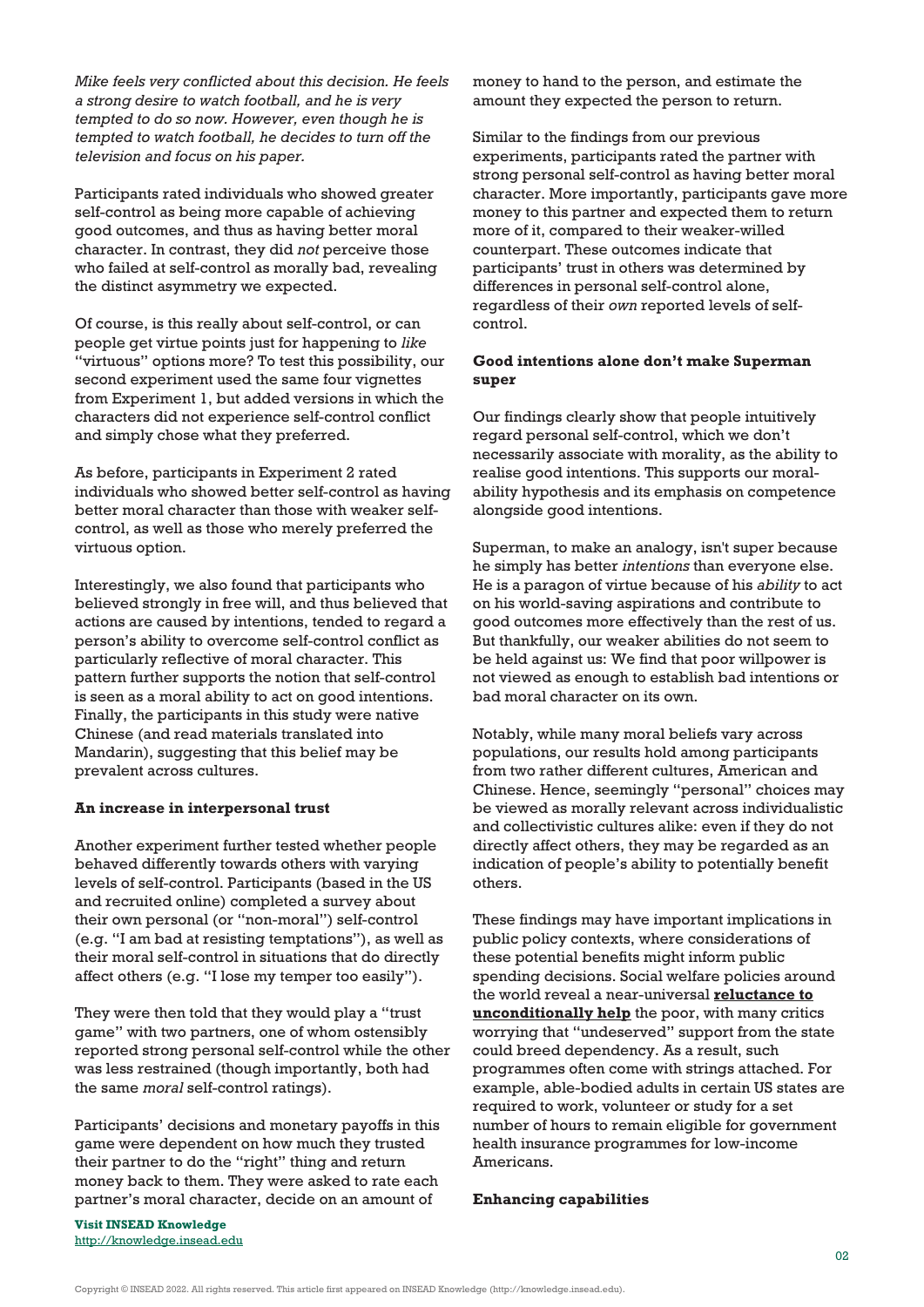*Mike feels very conflicted about this decision. He feels a strong desire to watch football, and he is very tempted to do so now. However, even though he is tempted to watch football, he decides to turn off the television and focus on his paper.*

Participants rated individuals who showed greater self-control as being more capable of achieving good outcomes, and thus as having better moral character. In contrast, they did *not* perceive those who failed at self-control as morally bad, revealing the distinct asymmetry we expected.

Of course, is this really about self-control, or can people get virtue points just for happening to *like* "virtuous" options more? To test this possibility, our second experiment used the same four vignettes from Experiment 1, but added versions in which the characters did not experience self-control conflict and simply chose what they preferred.

As before, participants in Experiment 2 rated individuals who showed better self-control as having better moral character than those with weaker self-control, as well as those who merely preferred the virtuous option.

Interestingly, we also found that participants who believed strongly in free will, and thus believed that actions are caused by intentions, tended to regard a person's ability to overcome self-control conflict as particularly reflective of moral character. This pattern further supports the notion that self-control is seen as a moral ability to act on good intentions. Finally, the participants in this study were native Chinese (and read materials translated into Mandarin), suggesting that this belief may be prevalent across cultures.

**An increase in interpersonal trust**

Another experiment further tested whether people behaved differently towards others with varying levels of self-control. Participants (based in the US and recruited online) completed a survey about their own personal (or "non-moral") self-control (e.g. "I am bad at resisting temptations"), as well as their moral self-control in situations that do directly affect others (e.g. "I lose my temper too easily").

They were then told that they would play a "trust game" with two partners, one of whom ostensibly reported strong personal self-control while the other was less restrained (though importantly, both had the same *moral* self-control ratings).

Participants' decisions and monetary payoffs in this game were dependent on how much they trusted their partner to do the "right" thing and return money back to them. They were asked to rate each partner's moral character, decide on an amount of money to hand to the person, and estimate the amount they expected the person to return.

Similar to the findings from our previous experiments, participants rated the partner with strong personal self-control as having better moral character. More importantly, participants gave more money to this partner and expected them to return more of it, compared to their weaker-willed counterpart. These outcomes indicate that participants' trust in others was determined by differences in personal self-control alone, regardless of their *own* reported levels of self-control.

**Good intentions alone don't make Superman super**

Our findings clearly show that people intuitively regard personal self-control, which we don't necessarily associate with morality, as the ability to realise good intentions. This supports our moral-ability hypothesis and its emphasis on competence alongside good intentions.

Superman, to make an analogy, isn't super because he simply has better *intentions* than everyone else. He is a paragon of virtue because of his *ability* to act on his world-saving aspirations and contribute to good outcomes more effectively than the rest of us. But thankfully, our weaker abilities do not seem to be held against us: We find that poor willpower is not viewed as enough to establish bad intentions or bad moral character on its own.

Notably, while many moral beliefs vary across populations, our results hold among participants from two rather different cultures, American and Chinese. Hence, seemingly "personal" choices may be viewed as morally relevant across individualistic and collectivistic cultures alike: even if they do not directly affect others, they may be regarded as an indication of people's ability to potentially benefit others.

These findings may have important implications in public policy contexts, where considerations of these potential benefits might inform public spending decisions. Social welfare policies around the world reveal a near-universal **reluctance to unconditionally help** the poor, with many critics worrying that "undeserved" support from the state could breed dependency. As a result, such programmes often come with strings attached. For example, able-bodied adults in certain US states are required to work, volunteer or study for a set number of hours to remain eligible for government health insurance programmes for low-income Americans.

**Enhancing capabilities**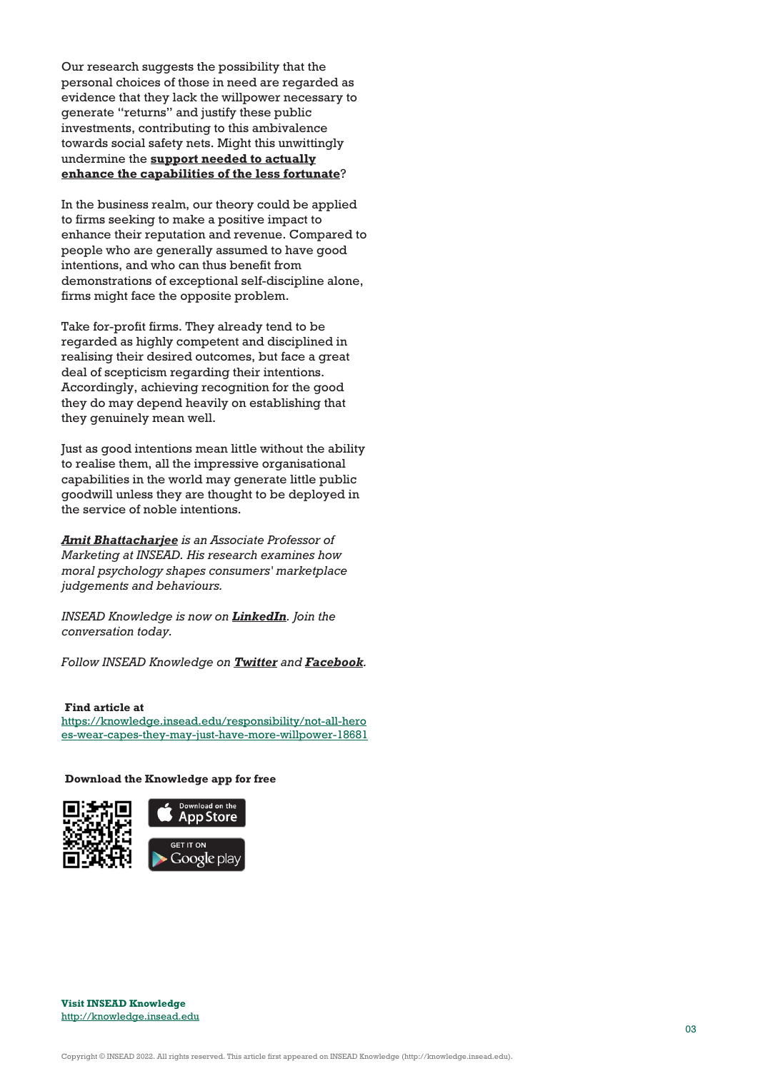Our research suggests the possibility that the personal choices of those in need are regarded as evidence that they lack the willpower necessary to generate "returns" and justify these public investments, contributing to this ambivalence towards social safety nets. Might this unwittingly undermine the **support needed to actually enhance the capabilities of the less fortunate**?

In the business realm, our theory could be applied to firms seeking to make a positive impact to enhance their reputation and revenue. Compared to people who are generally assumed to have good intentions, and who can thus benefit from demonstrations of exceptional self-discipline alone, firms might face the opposite problem.

Take for-profit firms. They already tend to be regarded as highly competent and disciplined in realising their desired outcomes, but face a great deal of scepticism regarding their intentions. Accordingly, achieving recognition for the good they do may depend heavily on establishing that they genuinely mean well.

Just as good intentions mean little without the ability to realise them, all the impressive organisational capabilities in the world may generate little public goodwill unless they are thought to be deployed in the service of noble intentions.

***Amit Bhattacharjee*** *is an Associate Professor of Marketing at INSEAD. His research examines how moral psychology shapes consumers' marketplace judgements and behaviours.*

*INSEAD Knowledge is now on* ***LinkedIn****. Join the conversation today.*

*Follow INSEAD Knowledge on* ***Twitter*** *and* ***Facebook****.*

**Find article at**
https://knowledge.insead.edu/responsibility/not-all-heroes-wear-capes-they-may-just-have-more-willpower-18681

**Download the Knowledge app for free**

**Visit INSEAD Knowledge**
http://knowledge.insead.edu

Copyright © INSEAD 2022. All rights reserved. This article first appeared on INSEAD Knowledge (http://knowledge.insead.edu).